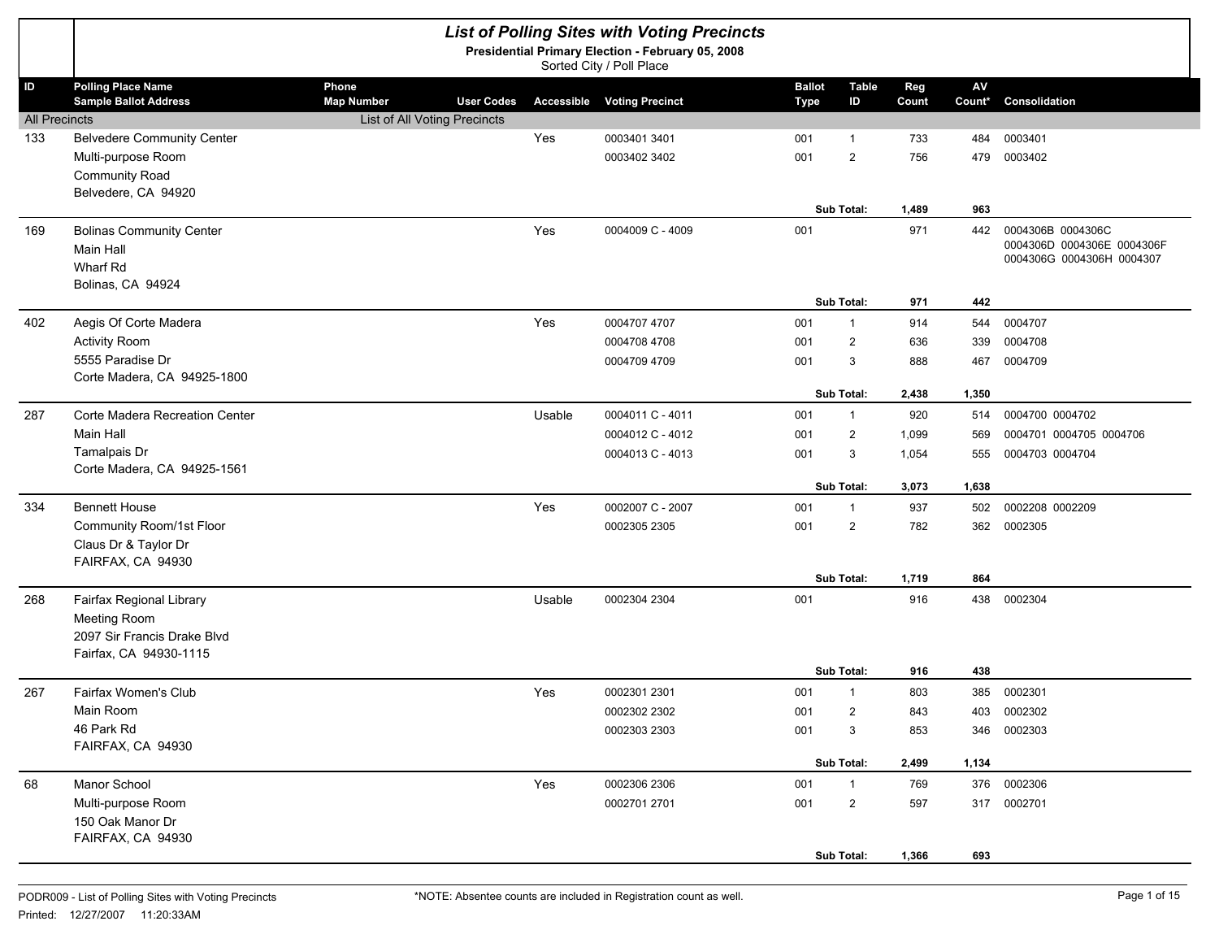# List of Polling Sites with Voting Precincts

**Presidential Primary Election - February 05, 2008**

Sorted City / Poll Place

| ID | Polling Place Name / Sample Ballot Address | Phone / Map Number | User Codes | Accessible | Voting Precinct | Ballot Type | Table ID | Reg Count | AV Count* | Consolidation |
|---|---|---|---|---|---|---|---|---|---|---|
| All Precincts | | List of All Voting Precincts | | | | | | | | |
| 133 | Belvedere Community Center | | | Yes | 0003401 3401 | 001 | 1 | 733 | 484 | 0003401 |
| | Multi-purpose Room | | | | 0003402 3402 | 001 | 2 | 756 | 479 | 0003402 |
| | Community Road | | | | | | | | | |
| | Belvedere, CA 94920 | | | | | | | | | |
| | | | | | | | **Sub Total:** | **1,489** | **963** | |
| 169 | Bolinas Community Center | | | Yes | 0004009 C - 4009 | 001 | | 971 | 442 | 0004306B 0004306C 0004306D 0004306E 0004306F 0004306G 0004306H 0004307 |
| | Main Hall | | | | | | | | | |
| | Wharf Rd | | | | | | | | | |
| | Bolinas, CA 94924 | | | | | | | | | |
| | | | | | | | **Sub Total:** | **971** | **442** | |
| 402 | Aegis Of Corte Madera | | | Yes | 0004707 4707 | 001 | 1 | 914 | 544 | 0004707 |
| | Activity Room | | | | 0004708 4708 | 001 | 2 | 636 | 339 | 0004708 |
| | 5555 Paradise Dr | | | | 0004709 4709 | 001 | 3 | 888 | 467 | 0004709 |
| | Corte Madera, CA 94925-1800 | | | | | | | | | |
| | | | | | | | **Sub Total:** | **2,438** | **1,350** | |
| 287 | Corte Madera Recreation Center | | | Usable | 0004011 C - 4011 | 001 | 1 | 920 | 514 | 0004700 0004702 |
| | Main Hall | | | | 0004012 C - 4012 | 001 | 2 | 1,099 | 569 | 0004701 0004705 0004706 |
| | Tamalpais Dr | | | | 0004013 C - 4013 | 001 | 3 | 1,054 | 555 | 0004703 0004704 |
| | Corte Madera, CA 94925-1561 | | | | | | | | | |
| | | | | | | | **Sub Total:** | **3,073** | **1,638** | |
| 334 | Bennett House | | | Yes | 0002007 C - 2007 | 001 | 1 | 937 | 502 | 0002208 0002209 |
| | Community Room/1st Floor | | | | 0002305 2305 | 001 | 2 | 782 | 362 | 0002305 |
| | Claus Dr & Taylor Dr | | | | | | | | | |
| | FAIRFAX, CA 94930 | | | | | | | | | |
| | | | | | | | **Sub Total:** | **1,719** | **864** | |
| 268 | Fairfax Regional Library | | | Usable | 0002304 2304 | 001 | | 916 | 438 | 0002304 |
| | Meeting Room | | | | | | | | | |
| | 2097 Sir Francis Drake Blvd | | | | | | | | | |
| | Fairfax, CA 94930-1115 | | | | | | | | | |
| | | | | | | | **Sub Total:** | **916** | **438** | |
| 267 | Fairfax Women's Club | | | Yes | 0002301 2301 | 001 | 1 | 803 | 385 | 0002301 |
| | Main Room | | | | 0002302 2302 | 001 | 2 | 843 | 403 | 0002302 |
| | 46 Park Rd | | | | 0002303 2303 | 001 | 3 | 853 | 346 | 0002303 |
| | FAIRFAX, CA 94930 | | | | | | | | | |
| | | | | | | | **Sub Total:** | **2,499** | **1,134** | |
| 68 | Manor School | | | Yes | 0002306 2306 | 001 | 1 | 769 | 376 | 0002306 |
| | Multi-purpose Room | | | | 0002701 2701 | 001 | 2 | 597 | 317 | 0002701 |
| | 150 Oak Manor Dr | | | | | | | | | |
| | FAIRFAX, CA 94930 | | | | | | | | | |
| | | | | | | | **Sub Total:** | **1,366** | **693** | |

PODR009 - List of Polling Sites with Voting Precincts

Printed: 12/27/2007 11:20:33AM

*NOTE: Absentee counts are included in Registration count as well.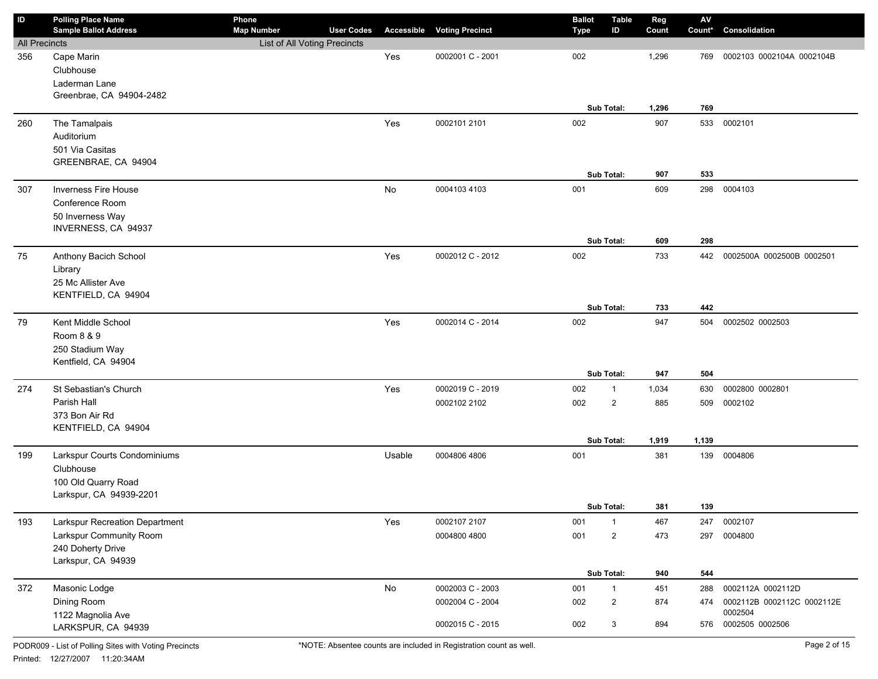| ID | Polling Place Name / Sample Ballot Address | Phone / Map Number | User Codes | Accessible | Voting Precinct | Ballot Type | Table ID | Reg Count | AV Count* | Consolidation |
|---|---|---|---|---|---|---|---|---|---|---|
| All Precincts | | List of All Voting Precincts | | | | | | | | |
| 356 | Cape Marin<br>Clubhouse<br>Laderman Lane<br>Greenbrae, CA 94904-2482 | | | Yes | 0002001 C - 2001 | 002 | | 1,296 | 769 | 0002103 0002104A 0002104B |
| | | | | | | | **Sub Total:** | **1,296** | **769** | |
| 260 | The Tamalpais<br>Auditorium<br>501 Via Casitas<br>GREENBRAE, CA 94904 | | | Yes | 0002101 2101 | 002 | | 907 | 533 | 0002101 |
| | | | | | | | **Sub Total:** | **907** | **533** | |
| 307 | Inverness Fire House<br>Conference Room<br>50 Inverness Way<br>INVERNESS, CA 94937 | | | No | 0004103 4103 | 001 | | 609 | 298 | 0004103 |
| | | | | | | | **Sub Total:** | **609** | **298** | |
| 75 | Anthony Bacich School<br>Library<br>25 Mc Allister Ave<br>KENTFIELD, CA 94904 | | | Yes | 0002012 C - 2012 | 002 | | 733 | 442 | 0002500A 0002500B 0002501 |
| | | | | | | | **Sub Total:** | **733** | **442** | |
| 79 | Kent Middle School<br>Room 8 & 9<br>250 Stadium Way<br>Kentfield, CA 94904 | | | Yes | 0002014 C - 2014 | 002 | | 947 | 504 | 0002502 0002503 |
| | | | | | | | **Sub Total:** | **947** | **504** | |
| 274 | St Sebastian's Church<br>Parish Hall<br>373 Bon Air Rd<br>KENTFIELD, CA 94904 | | | Yes | 0002019 C - 2019 | 002 | 1 | 1,034 | 630 | 0002800 0002801 |
| | | | | | 0002102 2102 | 002 | 2 | 885 | 509 | 0002102 |
| | | | | | | | **Sub Total:** | **1,919** | **1,139** | |
| 199 | Larkspur Courts Condominiums<br>Clubhouse<br>100 Old Quarry Road<br>Larkspur, CA 94939-2201 | | | Usable | 0004806 4806 | 001 | | 381 | 139 | 0004806 |
| | | | | | | | **Sub Total:** | **381** | **139** | |
| 193 | Larkspur Recreation Department<br>Larkspur Community Room<br>240 Doherty Drive<br>Larkspur, CA 94939 | | | Yes | 0002107 2107 | 001 | 1 | 467 | 247 | 0002107 |
| | | | | | 0004800 4800 | 001 | 2 | 473 | 297 | 0004800 |
| | | | | | | | **Sub Total:** | **940** | **544** | |
| 372 | Masonic Lodge<br>Dining Room<br>1122 Magnolia Ave<br>LARKSPUR, CA 94939 | | | No | 0002003 C - 2003 | 001 | 1 | 451 | 288 | 0002112A 0002112D |
| | | | | | 0002004 C - 2004 | 002 | 2 | 874 | 474 | 0002112B 0002112C 0002112E 0002504 |
| | | | | | 0002015 C - 2015 | 002 | 3 | 894 | 576 | 0002505 0002506 |

PODR009 - List of Polling Sites with Voting Precincts

Printed: 12/27/2007 11:20:34AM

*NOTE: Absentee counts are included in Registration count as well.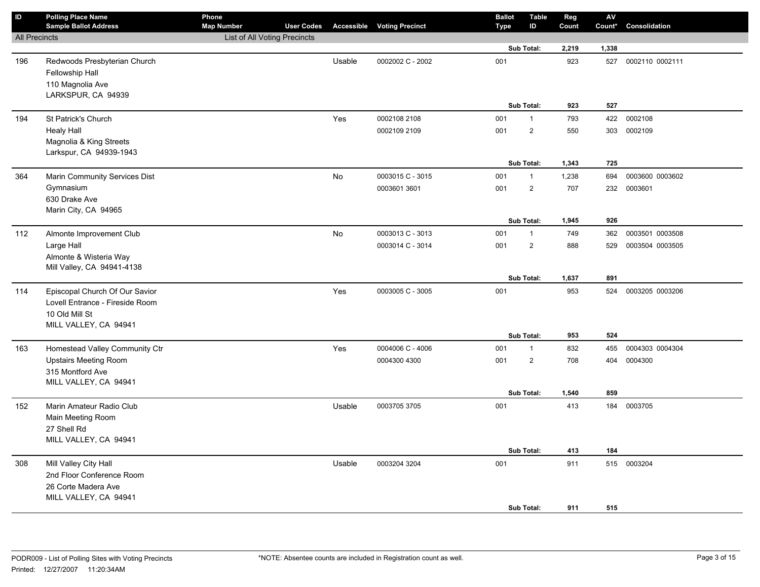| ID | Polling Place Name<br>Sample Ballot Address | Phone<br>Map Number | User Codes | Accessible | Voting Precinct | Ballot Type | Table ID | Reg Count | AV Count* | Consolidation |
|---|---|---|---|---|---|---|---|---|---|---|
| All Precincts | | List of All Voting Precincts | | | | | | | | |
| | | | | | | | Sub Total: | 2,219 | 1,338 | |
| 196 | Redwoods Presbyterian Church<br>Fellowship Hall<br>110 Magnolia Ave<br>LARKSPUR, CA 94939 | | | Usable | 0002002 C - 2002 | 001 | | 923 | 527 | 0002110 0002111 |
| | | | | | | | Sub Total: | 923 | 527 | |
| 194 | St Patrick's Church<br>Healy Hall<br>Magnolia & King Streets<br>Larkspur, CA 94939-1943 | | | Yes | 0002108 2108 | 001 | 1 | 793 | 422 | 0002108 |
| | | | | | 0002109 2109 | 001 | 2 | 550 | 303 | 0002109 |
| | | | | | | | Sub Total: | 1,343 | 725 | |
| 364 | Marin Community Services Dist<br>Gymnasium<br>630 Drake Ave<br>Marin City, CA 94965 | | | No | 0003015 C - 3015 | 001 | 1 | 1,238 | 694 | 0003600 0003602 |
| | | | | | 0003601 3601 | 001 | 2 | 707 | 232 | 0003601 |
| | | | | | | | Sub Total: | 1,945 | 926 | |
| 112 | Almonte Improvement Club<br>Large Hall<br>Almonte & Wisteria Way<br>Mill Valley, CA 94941-4138 | | | No | 0003013 C - 3013 | 001 | 1 | 749 | 362 | 0003501 0003508 |
| | | | | | 0003014 C - 3014 | 001 | 2 | 888 | 529 | 0003504 0003505 |
| | | | | | | | Sub Total: | 1,637 | 891 | |
| 114 | Episcopal Church Of Our Savior<br>Lovell Entrance - Fireside Room<br>10 Old Mill St<br>MILL VALLEY, CA 94941 | | | Yes | 0003005 C - 3005 | 001 | | 953 | 524 | 0003205 0003206 |
| | | | | | | | Sub Total: | 953 | 524 | |
| 163 | Homestead Valley Community Ctr<br>Upstairs Meeting Room<br>315 Montford Ave<br>MILL VALLEY, CA 94941 | | | Yes | 0004006 C - 4006 | 001 | 1 | 832 | 455 | 0004303 0004304 |
| | | | | | 0004300 4300 | 001 | 2 | 708 | 404 | 0004300 |
| | | | | | | | Sub Total: | 1,540 | 859 | |
| 152 | Marin Amateur Radio Club<br>Main Meeting Room<br>27 Shell Rd<br>MILL VALLEY, CA 94941 | | | Usable | 0003705 3705 | 001 | | 413 | 184 | 0003705 |
| | | | | | | | Sub Total: | 413 | 184 | |
| 308 | Mill Valley City Hall<br>2nd Floor Conference Room<br>26 Corte Madera Ave<br>MILL VALLEY, CA 94941 | | | Usable | 0003204 3204 | 001 | | 911 | 515 | 0003204 |
| | | | | | | | Sub Total: | 911 | 515 | |

PODR009 - List of Polling Sites with Voting Precincts
Printed: 12/27/2007 11:20:34AM

*NOTE: Absentee counts are included in Registration count as well.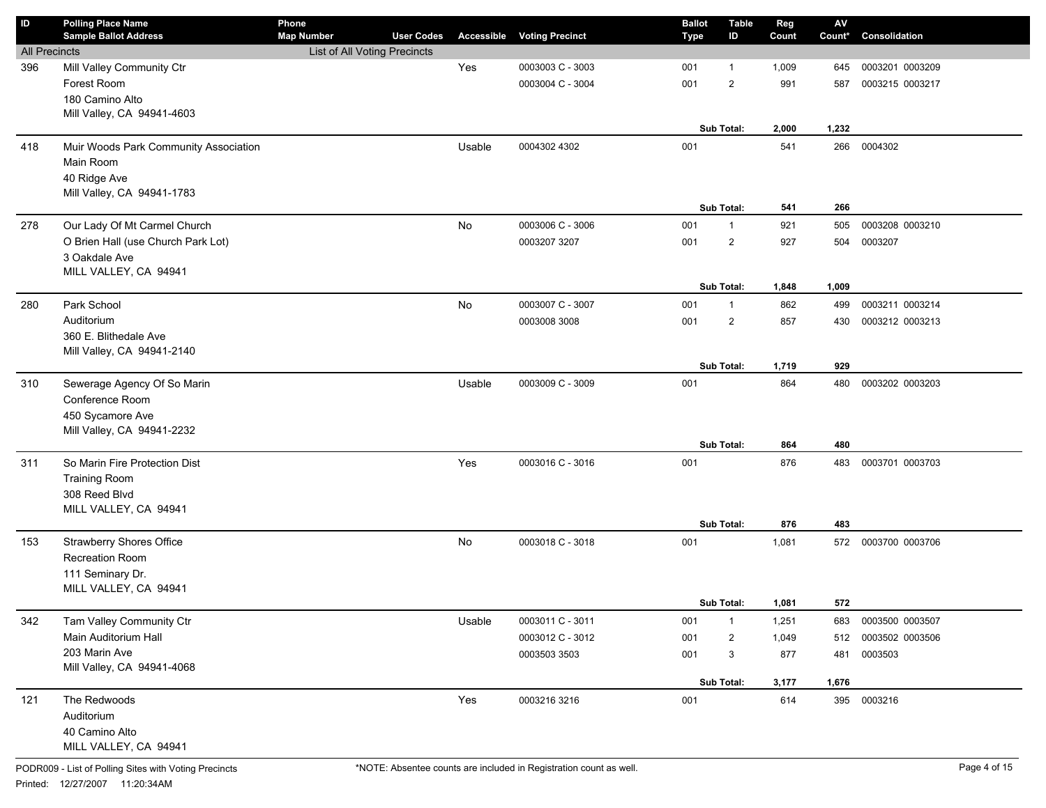| ID | Polling Place Name<br>Sample Ballot Address | Phone<br>Map Number | User Codes | Accessible | Voting Precinct | Ballot Type | Table ID | Reg Count | AV Count* | Consolidation |
|---|---|---|---|---|---|---|---|---|---|---|
| All Precincts | | List of All Voting Precincts | | | | | | | | |
| 396 | Mill Valley Community Ctr<br>Forest Room<br>180 Camino Alto<br>Mill Valley, CA 94941-4603 | | | Yes | 0003003 C - 3003 | 001 | 1 | 1,009 | 645 | 0003201 0003209 |
| | | | | | 0003004 C - 3004 | 001 | 2 | 991 | 587 | 0003215 0003217 |
| | | | | | | | **Sub Total:** | **2,000** | **1,232** | |
| 418 | Muir Woods Park Community Association<br>Main Room<br>40 Ridge Ave<br>Mill Valley, CA 94941-1783 | | | Usable | 0004302 4302 | 001 | | 541 | 266 | 0004302 |
| | | | | | | | **Sub Total:** | **541** | **266** | |
| 278 | Our Lady Of Mt Carmel Church<br>O Brien Hall (use Church Park Lot)<br>3 Oakdale Ave<br>MILL VALLEY, CA 94941 | | | No | 0003006 C - 3006 | 001 | 1 | 921 | 505 | 0003208 0003210 |
| | | | | | 0003207 3207 | 001 | 2 | 927 | 504 | 0003207 |
| | | | | | | | **Sub Total:** | **1,848** | **1,009** | |
| 280 | Park School<br>Auditorium<br>360 E. Blithedale Ave<br>Mill Valley, CA 94941-2140 | | | No | 0003007 C - 3007 | 001 | 1 | 862 | 499 | 0003211 0003214 |
| | | | | | 0003008 3008 | 001 | 2 | 857 | 430 | 0003212 0003213 |
| | | | | | | | **Sub Total:** | **1,719** | **929** | |
| 310 | Sewerage Agency Of So Marin<br>Conference Room<br>450 Sycamore Ave<br>Mill Valley, CA 94941-2232 | | | Usable | 0003009 C - 3009 | 001 | | 864 | 480 | 0003202 0003203 |
| | | | | | | | **Sub Total:** | **864** | **480** | |
| 311 | So Marin Fire Protection Dist<br>Training Room<br>308 Reed Blvd<br>MILL VALLEY, CA 94941 | | | Yes | 0003016 C - 3016 | 001 | | 876 | 483 | 0003701 0003703 |
| | | | | | | | **Sub Total:** | **876** | **483** | |
| 153 | Strawberry Shores Office<br>Recreation Room<br>111 Seminary Dr.<br>MILL VALLEY, CA 94941 | | | No | 0003018 C - 3018 | 001 | | 1,081 | 572 | 0003700 0003706 |
| | | | | | | | **Sub Total:** | **1,081** | **572** | |
| 342 | Tam Valley Community Ctr<br>Main Auditorium Hall<br>203 Marin Ave<br>Mill Valley, CA 94941-4068 | | | Usable | 0003011 C - 3011 | 001 | 1 | 1,251 | 683 | 0003500 0003507 |
| | | | | | 0003012 C - 3012 | 001 | 2 | 1,049 | 512 | 0003502 0003506 |
| | | | | | 0003503 3503 | 001 | 3 | 877 | 481 | 0003503 |
| | | | | | | | **Sub Total:** | **3,177** | **1,676** | |
| 121 | The Redwoods<br>Auditorium<br>40 Camino Alto<br>MILL VALLEY, CA 94941 | | | Yes | 0003216 3216 | 001 | | 614 | 395 | 0003216 |

PODR009 - List of Polling Sites with Voting Precincts

Printed: 12/27/2007 11:20:34AM

*NOTE: Absentee counts are included in Registration count as well.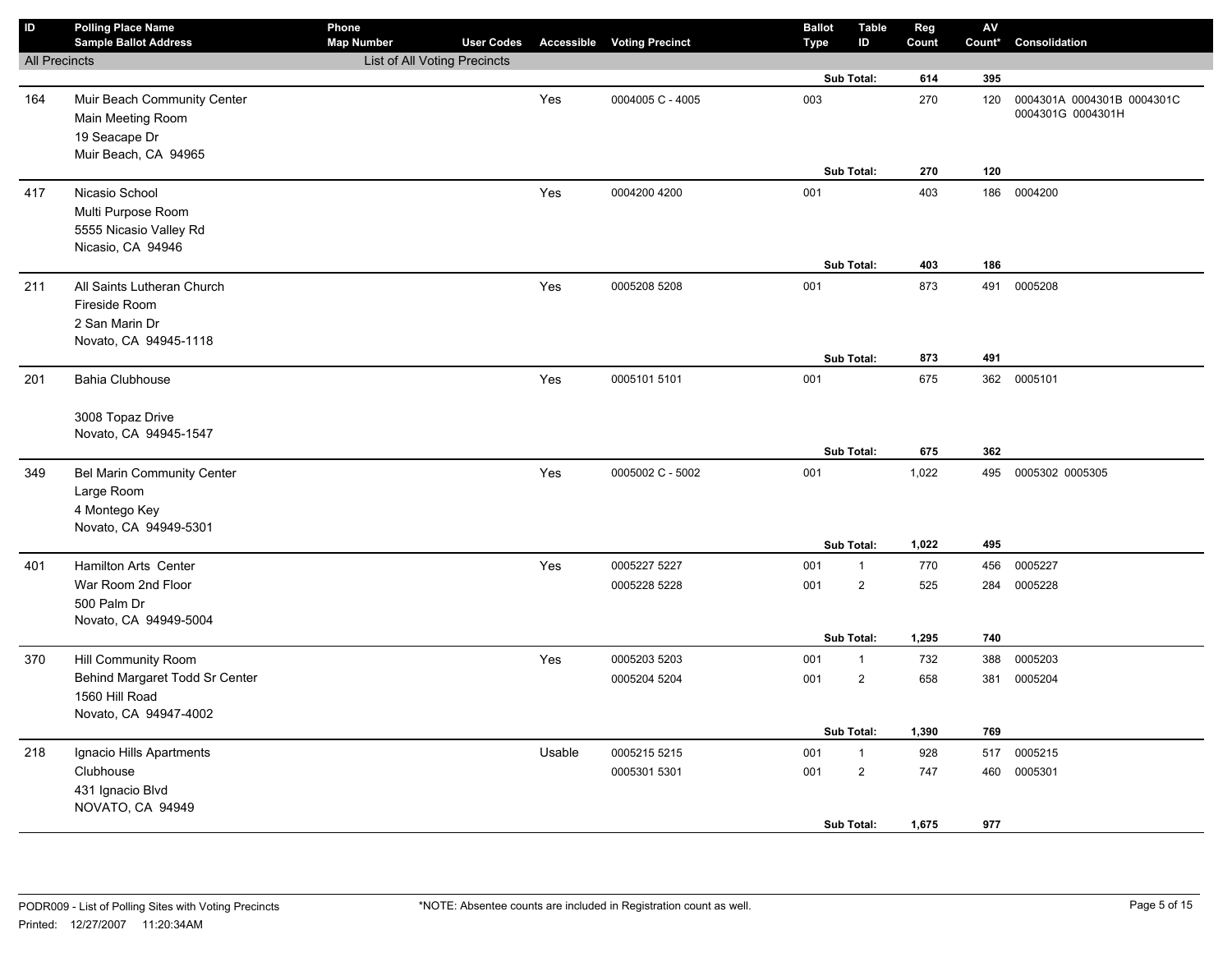| ID | Polling Place Name / Sample Ballot Address | Phone / Map Number | User Codes | Accessible | Voting Precinct | Ballot Type | Table ID | Reg Count | AV Count* | Consolidation |
|---|---|---|---|---|---|---|---|---|---|---|
| All Precincts | | List of All Voting Precincts | | | | | | | | |
| | | | | | | Sub Total: | | 614 | 395 | |
| 164 | Muir Beach Community Center<br>Main Meeting Room<br>19 Seacape Dr<br>Muir Beach, CA 94965 | | | Yes | 0004005 C - 4005 | 003 | | 270 | 120 | 0004301A 0004301B 0004301C 0004301G 0004301H |
| | | | | | | Sub Total: | | 270 | 120 | |
| 417 | Nicasio School<br>Multi Purpose Room<br>5555 Nicasio Valley Rd<br>Nicasio, CA 94946 | | | Yes | 0004200 4200 | 001 | | 403 | 186 | 0004200 |
| | | | | | | Sub Total: | | 403 | 186 | |
| 211 | All Saints Lutheran Church<br>Fireside Room<br>2 San Marin Dr<br>Novato, CA 94945-1118 | | | Yes | 0005208 5208 | 001 | | 873 | 491 | 0005208 |
| | | | | | | Sub Total: | | 873 | 491 | |
| 201 | Bahia Clubhouse<br><br>3008 Topaz Drive<br>Novato, CA 94945-1547 | | | Yes | 0005101 5101 | 001 | | 675 | 362 | 0005101 |
| | | | | | | Sub Total: | | 675 | 362 | |
| 349 | Bel Marin Community Center<br>Large Room<br>4 Montego Key<br>Novato, CA 94949-5301 | | | Yes | 0005002 C - 5002 | 001 | | 1,022 | 495 | 0005302 0005305 |
| | | | | | | Sub Total: | | 1,022 | 495 | |
| 401 | Hamilton Arts Center<br>War Room 2nd Floor<br>500 Palm Dr<br>Novato, CA 94949-5004 | | | Yes | 0005227 5227 | 001 | 1 | 770 | 456 | 0005227 |
| | | | | | 0005228 5228 | 001 | 2 | 525 | 284 | 0005228 |
| | | | | | | Sub Total: | | 1,295 | 740 | |
| 370 | Hill Community Room<br>Behind Margaret Todd Sr Center<br>1560 Hill Road<br>Novato, CA 94947-4002 | | | Yes | 0005203 5203 | 001 | 1 | 732 | 388 | 0005203 |
| | | | | | 0005204 5204 | 001 | 2 | 658 | 381 | 0005204 |
| | | | | | | Sub Total: | | 1,390 | 769 | |
| 218 | Ignacio Hills Apartments<br>Clubhouse<br>431 Ignacio Blvd<br>NOVATO, CA 94949 | | | Usable | 0005215 5215 | 001 | 1 | 928 | 517 | 0005215 |
| | | | | | 0005301 5301 | 001 | 2 | 747 | 460 | 0005301 |
| | | | | | | Sub Total: | | 1,675 | 977 | |

PODR009 - List of Polling Sites with Voting Precincts
Printed: 12/27/2007 11:20:34AM

*NOTE: Absentee counts are included in Registration count as well.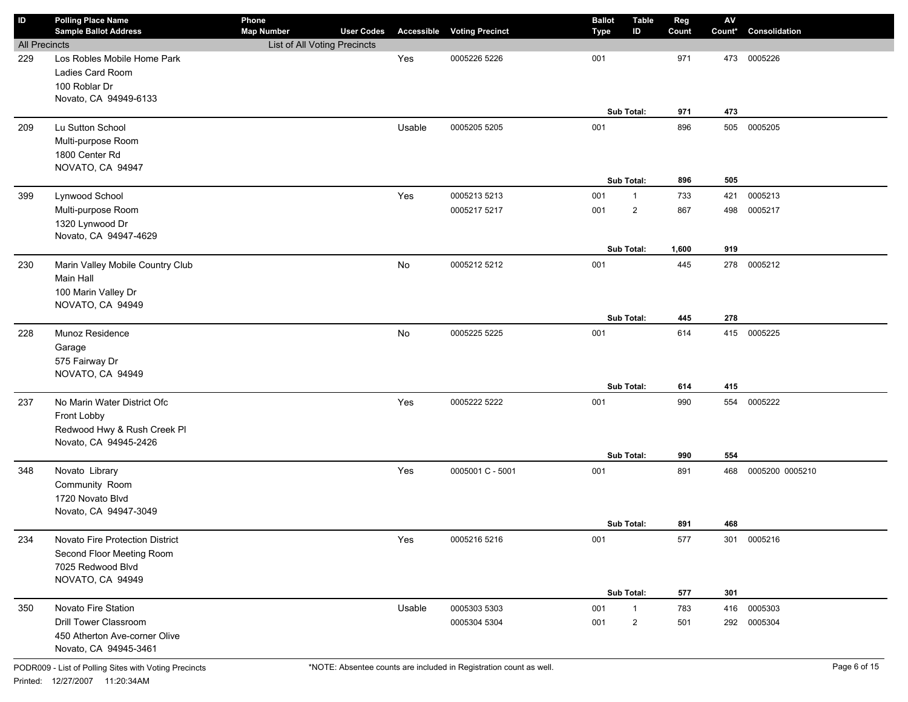| ID | Polling Place Name / Sample Ballot Address | Phone / Map Number | User Codes | Accessible | Voting Precinct | Ballot Type | Table ID | Reg Count | AV Count* | Consolidation |
|---|---|---|---|---|---|---|---|---|---|---|
| All Precincts | | List of All Voting Precincts | | | | | | | | |
| 229 | Los Robles Mobile Home Park<br>Ladies Card Room<br>100 Roblar Dr<br>Novato, CA 94949-6133 | | | Yes | 0005226 5226 | 001 | | 971 | 473 | 0005226 |
| | | | | | | | **Sub Total:** | **971** | **473** | |
| 209 | Lu Sutton School<br>Multi-purpose Room<br>1800 Center Rd<br>NOVATO, CA 94947 | | | Usable | 0005205 5205 | 001 | | 896 | 505 | 0005205 |
| | | | | | | | **Sub Total:** | **896** | **505** | |
| 399 | Lynwood School<br>Multi-purpose Room<br>1320 Lynwood Dr<br>Novato, CA 94947-4629 | | | Yes | 0005213 5213 | 001 | 1 | 733 | 421 | 0005213 |
| | | | | | 0005217 5217 | 001 | 2 | 867 | 498 | 0005217 |
| | | | | | | | **Sub Total:** | **1,600** | **919** | |
| 230 | Marin Valley Mobile Country Club<br>Main Hall<br>100 Marin Valley Dr<br>NOVATO, CA 94949 | | | No | 0005212 5212 | 001 | | 445 | 278 | 0005212 |
| | | | | | | | **Sub Total:** | **445** | **278** | |
| 228 | Munoz Residence<br>Garage<br>575 Fairway Dr<br>NOVATO, CA 94949 | | | No | 0005225 5225 | 001 | | 614 | 415 | 0005225 |
| | | | | | | | **Sub Total:** | **614** | **415** | |
| 237 | No Marin Water District Ofc<br>Front Lobby<br>Redwood Hwy & Rush Creek Pl<br>Novato, CA 94945-2426 | | | Yes | 0005222 5222 | 001 | | 990 | 554 | 0005222 |
| | | | | | | | **Sub Total:** | **990** | **554** | |
| 348 | Novato Library<br>Community Room<br>1720 Novato Blvd<br>Novato, CA 94947-3049 | | | Yes | 0005001 C - 5001 | 001 | | 891 | 468 | 0005200 0005210 |
| | | | | | | | **Sub Total:** | **891** | **468** | |
| 234 | Novato Fire Protection District<br>Second Floor Meeting Room<br>7025 Redwood Blvd<br>NOVATO, CA 94949 | | | Yes | 0005216 5216 | 001 | | 577 | 301 | 0005216 |
| | | | | | | | **Sub Total:** | **577** | **301** | |
| 350 | Novato Fire Station<br>Drill Tower Classroom<br>450 Atherton Ave-corner Olive<br>Novato, CA 94945-3461 | | | Usable | 0005303 5303 | 001 | 1 | 783 | 416 | 0005303 |
| | | | | | 0005304 5304 | 001 | 2 | 501 | 292 | 0005304 |

PODR009 - List of Polling Sites with Voting Precincts

*NOTE: Absentee counts are included in Registration count as well.

Printed: 12/27/2007 11:20:34AM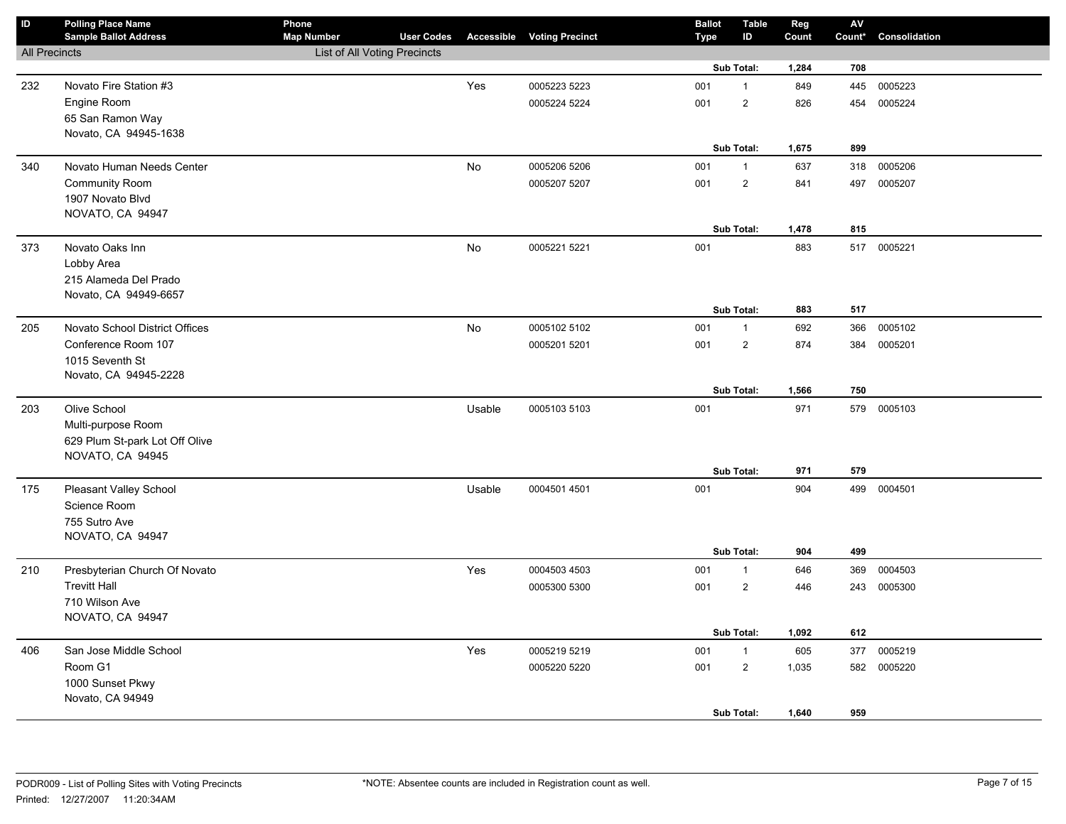| ID | Polling Place Name / Sample Ballot Address | Phone / Map Number | User Codes | Accessible | Voting Precinct | Ballot Type | Table ID | Reg Count | AV Count* | Consolidation |
|---|---|---|---|---|---|---|---|---|---|---|
| All Precincts | | List of All Voting Precincts | | | | | | | | |
| | | | | | | | Sub Total: | 1,284 | 708 | |
| 232 | Novato Fire Station #3 | | | Yes | 0005223 5223 | 001 | 1 | 849 | 445 | 0005223 |
| | Engine Room | | | | 0005224 5224 | 001 | 2 | 826 | 454 | 0005224 |
| | 65 San Ramon Way | | | | | | | | | |
| | Novato, CA 94945-1638 | | | | | | | | | |
| | | | | | | | Sub Total: | 1,675 | 899 | |
| 340 | Novato Human Needs Center | | | No | 0005206 5206 | 001 | 1 | 637 | 318 | 0005206 |
| | Community Room | | | | 0005207 5207 | 001 | 2 | 841 | 497 | 0005207 |
| | 1907 Novato Blvd | | | | | | | | | |
| | NOVATO, CA 94947 | | | | | | | | | |
| | | | | | | | Sub Total: | 1,478 | 815 | |
| 373 | Novato Oaks Inn | | | No | 0005221 5221 | 001 | | 883 | 517 | 0005221 |
| | Lobby Area | | | | | | | | | |
| | 215 Alameda Del Prado | | | | | | | | | |
| | Novato, CA 94949-6657 | | | | | | | | | |
| | | | | | | | Sub Total: | 883 | 517 | |
| 205 | Novato School District Offices | | | No | 0005102 5102 | 001 | 1 | 692 | 366 | 0005102 |
| | Conference Room 107 | | | | 0005201 5201 | 001 | 2 | 874 | 384 | 0005201 |
| | 1015 Seventh St | | | | | | | | | |
| | Novato, CA 94945-2228 | | | | | | | | | |
| | | | | | | | Sub Total: | 1,566 | 750 | |
| 203 | Olive School | | | Usable | 0005103 5103 | 001 | | 971 | 579 | 0005103 |
| | Multi-purpose Room | | | | | | | | | |
| | 629 Plum St-park Lot Off Olive | | | | | | | | | |
| | NOVATO, CA 94945 | | | | | | | | | |
| | | | | | | | Sub Total: | 971 | 579 | |
| 175 | Pleasant Valley School | | | Usable | 0004501 4501 | 001 | | 904 | 499 | 0004501 |
| | Science Room | | | | | | | | | |
| | 755 Sutro Ave | | | | | | | | | |
| | NOVATO, CA 94947 | | | | | | | | | |
| | | | | | | | Sub Total: | 904 | 499 | |
| 210 | Presbyterian Church Of Novato | | | Yes | 0004503 4503 | 001 | 1 | 646 | 369 | 0004503 |
| | Trevitt Hall | | | | 0005300 5300 | 001 | 2 | 446 | 243 | 0005300 |
| | 710 Wilson Ave | | | | | | | | | |
| | NOVATO, CA 94947 | | | | | | | | | |
| | | | | | | | Sub Total: | 1,092 | 612 | |
| 406 | San Jose Middle School | | | Yes | 0005219 5219 | 001 | 1 | 605 | 377 | 0005219 |
| | Room G1 | | | | 0005220 5220 | 001 | 2 | 1,035 | 582 | 0005220 |
| | 1000 Sunset Pkwy | | | | | | | | | |
| | Novato, CA 94949 | | | | | | | | | |
| | | | | | | | Sub Total: | 1,640 | 959 | |

PODR009 - List of Polling Sites with Voting Precincts

Printed: 12/27/2007 11:20:34AM

*NOTE: Absentee counts are included in Registration count as well.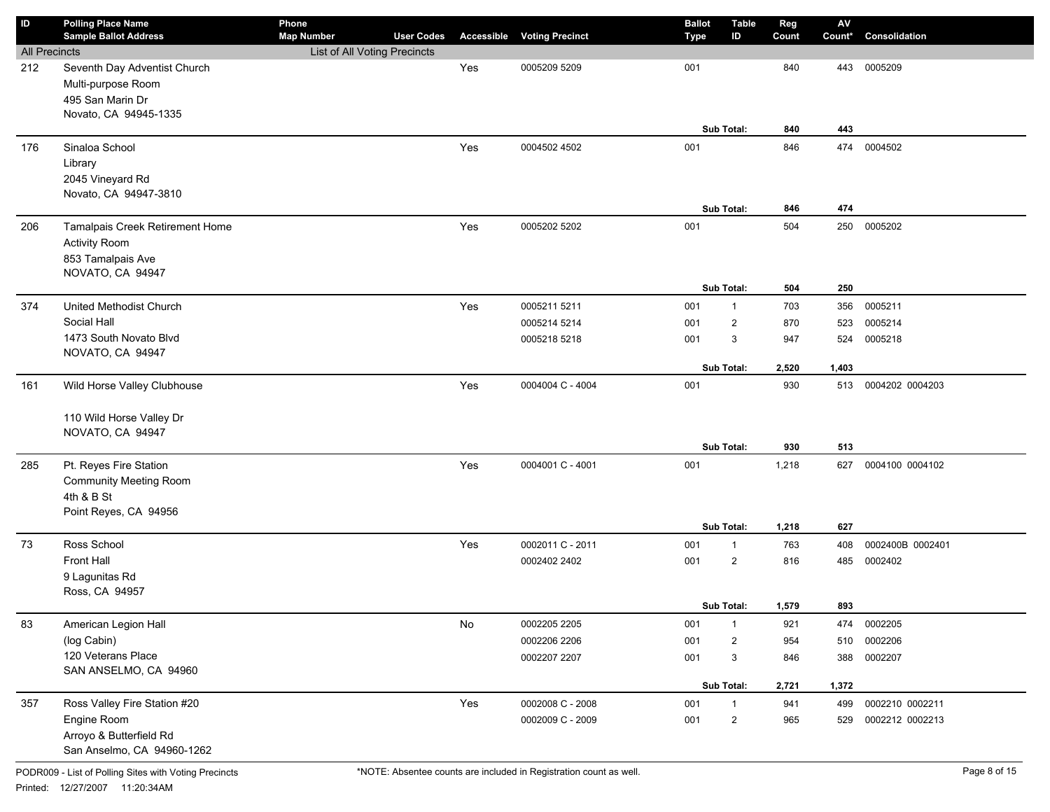| ID | Polling Place Name<br>Sample Ballot Address | Phone<br>Map Number | User Codes | Accessible | Voting Precinct | Ballot Type | Table ID | Reg Count | AV Count* | Consolidation |
|---|---|---|---|---|---|---|---|---|---|---|
| All Precincts | | List of All Voting Precincts | | | | | | | | |
| 212 | Seventh Day Adventist Church<br>Multi-purpose Room<br>495 San Marin Dr<br>Novato, CA 94945-1335 | | | Yes | 0005209 5209 | 001 | | 840 | 443 | 0005209 |
| | | | | | | | **Sub Total:** | **840** | **443** | |
| 176 | Sinaloa School<br>Library<br>2045 Vineyard Rd<br>Novato, CA 94947-3810 | | | Yes | 0004502 4502 | 001 | | 846 | 474 | 0004502 |
| | | | | | | | **Sub Total:** | **846** | **474** | |
| 206 | Tamalpais Creek Retirement Home<br>Activity Room<br>853 Tamalpais Ave<br>NOVATO, CA 94947 | | | Yes | 0005202 5202 | 001 | | 504 | 250 | 0005202 |
| | | | | | | | **Sub Total:** | **504** | **250** | |
| 374 | United Methodist Church<br>Social Hall<br>1473 South Novato Blvd<br>NOVATO, CA 94947 | | | Yes | 0005211 5211 | 001 | 1 | 703 | 356 | 0005211 |
| | | | | | 0005214 5214 | 001 | 2 | 870 | 523 | 0005214 |
| | | | | | 0005218 5218 | 001 | 3 | 947 | 524 | 0005218 |
| | | | | | | | **Sub Total:** | **2,520** | **1,403** | |
| 161 | Wild Horse Valley Clubhouse<br><br>110 Wild Horse Valley Dr<br>NOVATO, CA 94947 | | | Yes | 0004004 C - 4004 | 001 | | 930 | 513 | 0004202 0004203 |
| | | | | | | | **Sub Total:** | **930** | **513** | |
| 285 | Pt. Reyes Fire Station<br>Community Meeting Room<br>4th & B St<br>Point Reyes, CA 94956 | | | Yes | 0004001 C - 4001 | 001 | | 1,218 | 627 | 0004100 0004102 |
| | | | | | | | **Sub Total:** | **1,218** | **627** | |
| 73 | Ross School<br>Front Hall<br>9 Lagunitas Rd<br>Ross, CA 94957 | | | Yes | 0002011 C - 2011 | 001 | 1 | 763 | 408 | 0002400B 0002401 |
| | | | | | 0002402 2402 | 001 | 2 | 816 | 485 | 0002402 |
| | | | | | | | **Sub Total:** | **1,579** | **893** | |
| 83 | American Legion Hall<br>(log Cabin)<br>120 Veterans Place<br>SAN ANSELMO, CA 94960 | | | No | 0002205 2205 | 001 | 1 | 921 | 474 | 0002205 |
| | | | | | 0002206 2206 | 001 | 2 | 954 | 510 | 0002206 |
| | | | | | 0002207 2207 | 001 | 3 | 846 | 388 | 0002207 |
| | | | | | | | **Sub Total:** | **2,721** | **1,372** | |
| 357 | Ross Valley Fire Station #20<br>Engine Room<br>Arroyo & Butterfield Rd<br>San Anselmo, CA 94960-1262 | | | Yes | 0002008 C - 2008 | 001 | 1 | 941 | 499 | 0002210 0002211 |
| | | | | | 0002009 C - 2009 | 001 | 2 | 965 | 529 | 0002212 0002213 |

PODR009 - List of Polling Sites with Voting Precincts

Printed: 12/27/2007 11:20:34AM

*NOTE: Absentee counts are included in Registration count as well.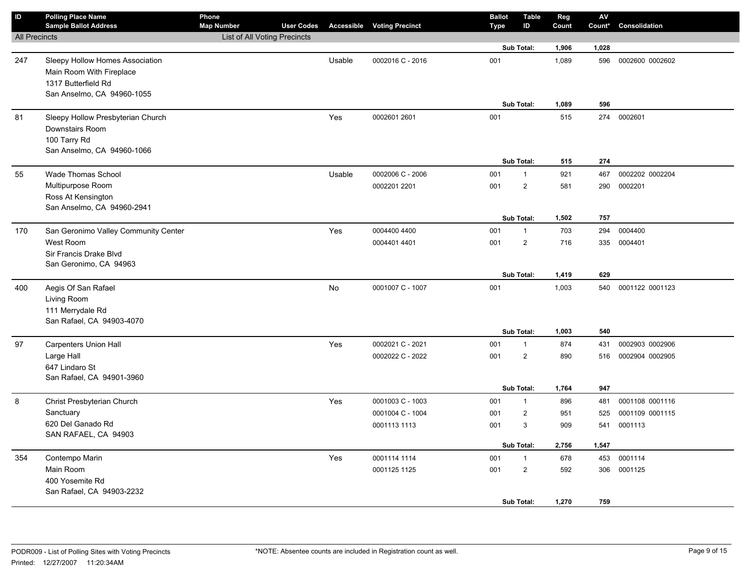| ID | Polling Place Name / Sample Ballot Address | Phone / Map Number | User Codes | Accessible | Voting Precinct | Ballot Type | Table ID | Reg Count | AV Count* | Consolidation |
|---|---|---|---|---|---|---|---|---|---|---|
| All Precincts | | List of All Voting Precincts | | | | | | | | |
| | | | | | | | **Sub Total:** | **1,906** | **1,028** | |
| 247 | Sleepy Hollow Homes Association<br>Main Room With Fireplace<br>1317 Butterfield Rd<br>San Anselmo, CA 94960-1055 | | | Usable | 0002016 C - 2016 | 001 | | 1,089 | 596 | 0002600 0002602 |
| | | | | | | | **Sub Total:** | **1,089** | **596** | |
| 81 | Sleepy Hollow Presbyterian Church<br>Downstairs Room<br>100 Tarry Rd<br>San Anselmo, CA 94960-1066 | | | Yes | 0002601 2601 | 001 | | 515 | 274 | 0002601 |
| | | | | | | | **Sub Total:** | **515** | **274** | |
| 55 | Wade Thomas School<br>Multipurpose Room<br>Ross At Kensington<br>San Anselmo, CA 94960-2941 | | | Usable | 0002006 C - 2006 | 001 | 1 | 921 | 467 | 0002202 0002204 |
| | | | | | 0002201 2201 | 001 | 2 | 581 | 290 | 0002201 |
| | | | | | | | **Sub Total:** | **1,502** | **757** | |
| 170 | San Geronimo Valley Community Center<br>West Room<br>Sir Francis Drake Blvd<br>San Geronimo, CA 94963 | | | Yes | 0004400 4400 | 001 | 1 | 703 | 294 | 0004400 |
| | | | | | 0004401 4401 | 001 | 2 | 716 | 335 | 0004401 |
| | | | | | | | **Sub Total:** | **1,419** | **629** | |
| 400 | Aegis Of San Rafael<br>Living Room<br>111 Merrydale Rd<br>San Rafael, CA 94903-4070 | | | No | 0001007 C - 1007 | 001 | | 1,003 | 540 | 0001122 0001123 |
| | | | | | | | **Sub Total:** | **1,003** | **540** | |
| 97 | Carpenters Union Hall<br>Large Hall<br>647 Lindaro St<br>San Rafael, CA 94901-3960 | | | Yes | 0002021 C - 2021 | 001 | 1 | 874 | 431 | 0002903 0002906 |
| | | | | | 0002022 C - 2022 | 001 | 2 | 890 | 516 | 0002904 0002905 |
| | | | | | | | **Sub Total:** | **1,764** | **947** | |
| 8 | Christ Presbyterian Church<br>Sanctuary<br>620 Del Ganado Rd<br>SAN RAFAEL, CA 94903 | | | Yes | 0001003 C - 1003 | 001 | 1 | 896 | 481 | 0001108 0001116 |
| | | | | | 0001004 C - 1004 | 001 | 2 | 951 | 525 | 0001109 0001115 |
| | | | | | 0001113 1113 | 001 | 3 | 909 | 541 | 0001113 |
| | | | | | | | **Sub Total:** | **2,756** | **1,547** | |
| 354 | Contempo Marin<br>Main Room<br>400 Yosemite Rd<br>San Rafael, CA 94903-2232 | | | Yes | 0001114 1114 | 001 | 1 | 678 | 453 | 0001114 |
| | | | | | 0001125 1125 | 001 | 2 | 592 | 306 | 0001125 |
| | | | | | | | **Sub Total:** | **1,270** | **759** | |

PODR009 - List of Polling Sites with Voting Precincts

Printed: 12/27/2007 11:20:34AM

*NOTE: Absentee counts are included in Registration count as well.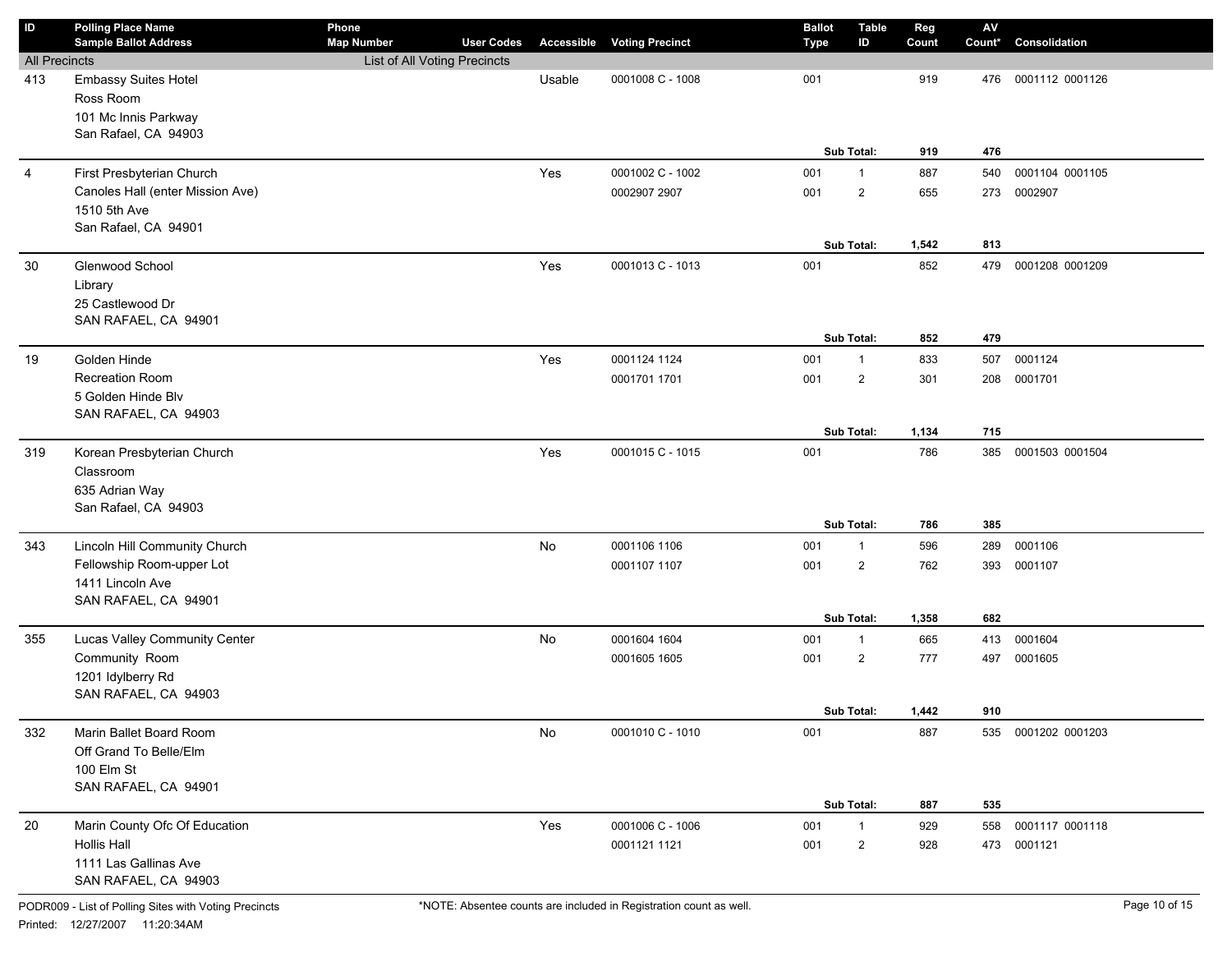| ID | Polling Place Name<br>Sample Ballot Address | Phone<br>Map Number | User Codes | Accessible | Voting Precinct | Ballot Type | Table ID | Reg Count | AV Count* | Consolidation |
|---|---|---|---|---|---|---|---|---|---|---|
| All Precincts | | List of All Voting Precincts | | | | | | | | |
| 413 | Embassy Suites Hotel<br>Ross Room<br>101 Mc Innis Parkway<br>San Rafael, CA 94903 | | | Usable | 0001008 C - 1008 | 001 | | 919 | 476 | 0001112 0001126 |
| | | | | | | | Sub Total: | 919 | 476 | |
| 4 | First Presbyterian Church<br>Canoles Hall (enter Mission Ave)<br>1510 5th Ave<br>San Rafael, CA 94901 | | | Yes | 0001002 C - 1002 | 001 | 1 | 887 | 540 | 0001104 0001105 |
| | | | | | 0002907 2907 | 001 | 2 | 655 | 273 | 0002907 |
| | | | | | | | Sub Total: | 1,542 | 813 | |
| 30 | Glenwood School<br>Library<br>25 Castlewood Dr<br>SAN RAFAEL, CA 94901 | | | Yes | 0001013 C - 1013 | 001 | | 852 | 479 | 0001208 0001209 |
| | | | | | | | Sub Total: | 852 | 479 | |
| 19 | Golden Hinde<br>Recreation Room<br>5 Golden Hinde Blv<br>SAN RAFAEL, CA 94903 | | | Yes | 0001124 1124 | 001 | 1 | 833 | 507 | 0001124 |
| | | | | | 0001701 1701 | 001 | 2 | 301 | 208 | 0001701 |
| | | | | | | | Sub Total: | 1,134 | 715 | |
| 319 | Korean Presbyterian Church<br>Classroom<br>635 Adrian Way<br>San Rafael, CA 94903 | | | Yes | 0001015 C - 1015 | 001 | | 786 | 385 | 0001503 0001504 |
| | | | | | | | Sub Total: | 786 | 385 | |
| 343 | Lincoln Hill Community Church<br>Fellowship Room-upper Lot<br>1411 Lincoln Ave<br>SAN RAFAEL, CA 94901 | | | No | 0001106 1106 | 001 | 1 | 596 | 289 | 0001106 |
| | | | | | 0001107 1107 | 001 | 2 | 762 | 393 | 0001107 |
| | | | | | | | Sub Total: | 1,358 | 682 | |
| 355 | Lucas Valley Community Center<br>Community Room<br>1201 Idylberry Rd<br>SAN RAFAEL, CA 94903 | | | No | 0001604 1604 | 001 | 1 | 665 | 413 | 0001604 |
| | | | | | 0001605 1605 | 001 | 2 | 777 | 497 | 0001605 |
| | | | | | | | Sub Total: | 1,442 | 910 | |
| 332 | Marin Ballet Board Room<br>Off Grand To Belle/Elm<br>100 Elm St<br>SAN RAFAEL, CA 94901 | | | No | 0001010 C - 1010 | 001 | | 887 | 535 | 0001202 0001203 |
| | | | | | | | Sub Total: | 887 | 535 | |
| 20 | Marin County Ofc Of Education<br>Hollis Hall<br>1111 Las Gallinas Ave<br>SAN RAFAEL, CA 94903 | | | Yes | 0001006 C - 1006 | 001 | 1 | 929 | 558 | 0001117 0001118 |
| | | | | | 0001121 1121 | 001 | 2 | 928 | 473 | 0001121 |

PODR009 - List of Polling Sites with Voting Precincts

Printed: 12/27/2007 11:20:34AM

*NOTE: Absentee counts are included in Registration count as well.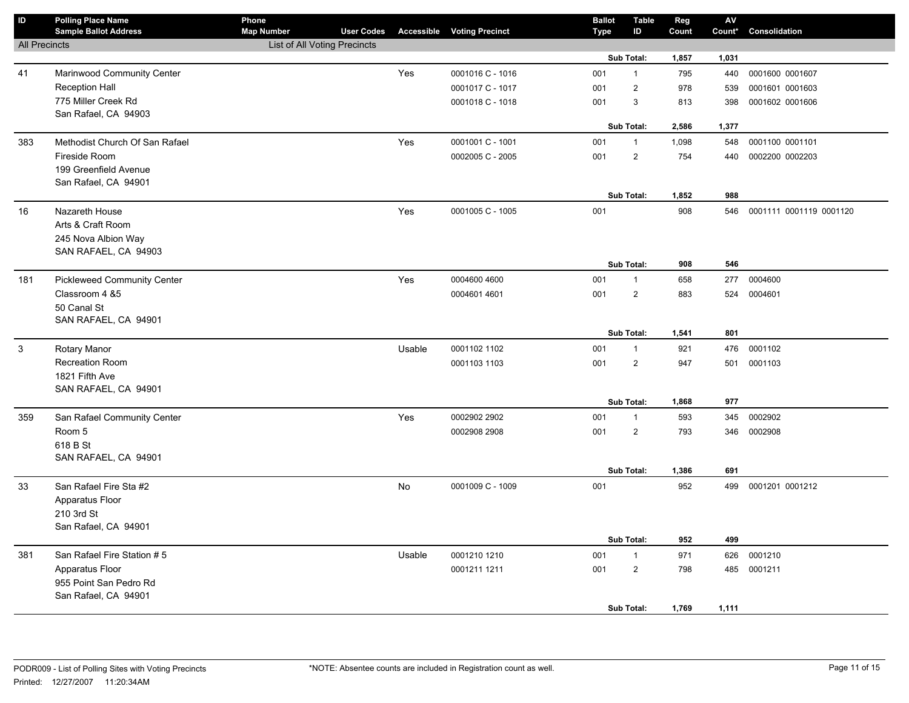| ID | Polling Place Name / Sample Ballot Address | Phone / Map Number | User Codes | Accessible | Voting Precinct | Ballot Type | Table ID | Reg Count | AV Count* | Consolidation |
|---|---|---|---|---|---|---|---|---|---|---|
| All Precincts | | List of All Voting Precincts | | | | | | | | |
| | | | | | | | **Sub Total:** | **1,857** | **1,031** | |
| 41 | Marinwood Community Center | | | Yes | 0001016 C - 1016 | 001 | 1 | 795 | 440 | 0001600 0001607 |
| | Reception Hall | | | | 0001017 C - 1017 | 001 | 2 | 978 | 539 | 0001601 0001603 |
| | 775 Miller Creek Rd | | | | 0001018 C - 1018 | 001 | 3 | 813 | 398 | 0001602 0001606 |
| | San Rafael, CA 94903 | | | | | | | | | |
| | | | | | | | **Sub Total:** | **2,586** | **1,377** | |
| 383 | Methodist Church Of San Rafael | | | Yes | 0001001 C - 1001 | 001 | 1 | 1,098 | 548 | 0001100 0001101 |
| | Fireside Room | | | | 0002005 C - 2005 | 001 | 2 | 754 | 440 | 0002200 0002203 |
| | 199 Greenfield Avenue | | | | | | | | | |
| | San Rafael, CA 94901 | | | | | | | | | |
| | | | | | | | **Sub Total:** | **1,852** | **988** | |
| 16 | Nazareth House | | | Yes | 0001005 C - 1005 | 001 | | 908 | 546 | 0001111 0001119 0001120 |
| | Arts & Craft Room | | | | | | | | | |
| | 245 Nova Albion Way | | | | | | | | | |
| | SAN RAFAEL, CA 94903 | | | | | | | | | |
| | | | | | | | **Sub Total:** | **908** | **546** | |
| 181 | Pickleweed Community Center | | | Yes | 0004600 4600 | 001 | 1 | 658 | 277 | 0004600 |
| | Classroom 4 &5 | | | | 0004601 4601 | 001 | 2 | 883 | 524 | 0004601 |
| | 50 Canal St | | | | | | | | | |
| | SAN RAFAEL, CA 94901 | | | | | | | | | |
| | | | | | | | **Sub Total:** | **1,541** | **801** | |
| 3 | Rotary Manor | | | Usable | 0001102 1102 | 001 | 1 | 921 | 476 | 0001102 |
| | Recreation Room | | | | 0001103 1103 | 001 | 2 | 947 | 501 | 0001103 |
| | 1821 Fifth Ave | | | | | | | | | |
| | SAN RAFAEL, CA 94901 | | | | | | | | | |
| | | | | | | | **Sub Total:** | **1,868** | **977** | |
| 359 | San Rafael Community Center | | | Yes | 0002902 2902 | 001 | 1 | 593 | 345 | 0002902 |
| | Room 5 | | | | 0002908 2908 | 001 | 2 | 793 | 346 | 0002908 |
| | 618 B St | | | | | | | | | |
| | SAN RAFAEL, CA 94901 | | | | | | | | | |
| | | | | | | | **Sub Total:** | **1,386** | **691** | |
| 33 | San Rafael Fire Sta #2 | | | No | 0001009 C - 1009 | 001 | | 952 | 499 | 0001201 0001212 |
| | Apparatus Floor | | | | | | | | | |
| | 210 3rd St | | | | | | | | | |
| | San Rafael, CA 94901 | | | | | | | | | |
| | | | | | | | **Sub Total:** | **952** | **499** | |
| 381 | San Rafael Fire Station # 5 | | | Usable | 0001210 1210 | 001 | 1 | 971 | 626 | 0001210 |
| | Apparatus Floor | | | | 0001211 1211 | 001 | 2 | 798 | 485 | 0001211 |
| | 955 Point San Pedro Rd | | | | | | | | | |
| | San Rafael, CA 94901 | | | | | | | | | |
| | | | | | | | **Sub Total:** | **1,769** | **1,111** | |

PODR009 - List of Polling Sites with Voting Precincts

Printed: 12/27/2007 11:20:34AM

*NOTE: Absentee counts are included in Registration count as well.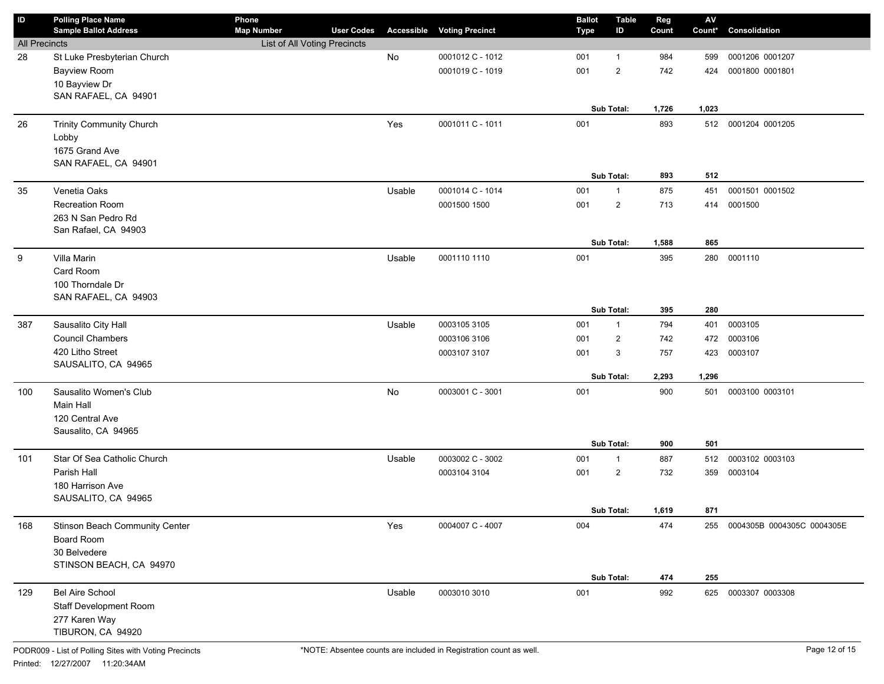| ID | Polling Place Name<br>Sample Ballot Address | Phone<br>Map Number | User Codes | Accessible | Voting Precinct | Ballot Type | Table ID | Reg Count | AV Count* | Consolidation |
|---|---|---|---|---|---|---|---|---|---|---|
| All Precincts | | List of All Voting Precincts | | | | | | | | |
| 28 | St Luke Presbyterian Church | | | No | 0001012 C - 1012 | 001 | 1 | 984 | 599 | 0001206 0001207 |
| | Bayview Room | | | | 0001019 C - 1019 | 001 | 2 | 742 | 424 | 0001800 0001801 |
| | 10 Bayview Dr | | | | | | | | | |
| | SAN RAFAEL, CA 94901 | | | | | | | | | |
| | | | | | | | **Sub Total:** | **1,726** | **1,023** | |
| 26 | Trinity Community Church | | | Yes | 0001011 C - 1011 | 001 | | 893 | 512 | 0001204 0001205 |
| | Lobby | | | | | | | | | |
| | 1675 Grand Ave | | | | | | | | | |
| | SAN RAFAEL, CA 94901 | | | | | | | | | |
| | | | | | | | **Sub Total:** | **893** | **512** | |
| 35 | Venetia Oaks | | | Usable | 0001014 C - 1014 | 001 | 1 | 875 | 451 | 0001501 0001502 |
| | Recreation Room | | | | 0001500 1500 | 001 | 2 | 713 | 414 | 0001500 |
| | 263 N San Pedro Rd | | | | | | | | | |
| | San Rafael, CA 94903 | | | | | | | | | |
| | | | | | | | **Sub Total:** | **1,588** | **865** | |
| 9 | Villa Marin | | | Usable | 0001110 1110 | 001 | | 395 | 280 | 0001110 |
| | Card Room | | | | | | | | | |
| | 100 Thorndale Dr | | | | | | | | | |
| | SAN RAFAEL, CA 94903 | | | | | | | | | |
| | | | | | | | **Sub Total:** | **395** | **280** | |
| 387 | Sausalito City Hall | | | Usable | 0003105 3105 | 001 | 1 | 794 | 401 | 0003105 |
| | Council Chambers | | | | 0003106 3106 | 001 | 2 | 742 | 472 | 0003106 |
| | 420 Litho Street | | | | 0003107 3107 | 001 | 3 | 757 | 423 | 0003107 |
| | SAUSALITO, CA 94965 | | | | | | | | | |
| | | | | | | | **Sub Total:** | **2,293** | **1,296** | |
| 100 | Sausalito Women's Club | | | No | 0003001 C - 3001 | 001 | | 900 | 501 | 0003100 0003101 |
| | Main Hall | | | | | | | | | |
| | 120 Central Ave | | | | | | | | | |
| | Sausalito, CA 94965 | | | | | | | | | |
| | | | | | | | **Sub Total:** | **900** | **501** | |
| 101 | Star Of Sea Catholic Church | | | Usable | 0003002 C - 3002 | 001 | 1 | 887 | 512 | 0003102 0003103 |
| | Parish Hall | | | | 0003104 3104 | 001 | 2 | 732 | 359 | 0003104 |
| | 180 Harrison Ave | | | | | | | | | |
| | SAUSALITO, CA 94965 | | | | | | | | | |
| | | | | | | | **Sub Total:** | **1,619** | **871** | |
| 168 | Stinson Beach Community Center | | | Yes | 0004007 C - 4007 | 004 | | 474 | 255 | 0004305B 0004305C 0004305E |
| | Board Room | | | | | | | | | |
| | 30 Belvedere | | | | | | | | | |
| | STINSON BEACH, CA 94970 | | | | | | | | | |
| | | | | | | | **Sub Total:** | **474** | **255** | |
| 129 | Bel Aire School | | | Usable | 0003010 3010 | 001 | | 992 | 625 | 0003307 0003308 |
| | Staff Development Room | | | | | | | | | |
| | 277 Karen Way | | | | | | | | | |
| | TIBURON, CA 94920 | | | | | | | | | |

PODR009 - List of Polling Sites with Voting Precincts

Printed: 12/27/2007 11:20:34AM

*NOTE: Absentee counts are included in Registration count as well.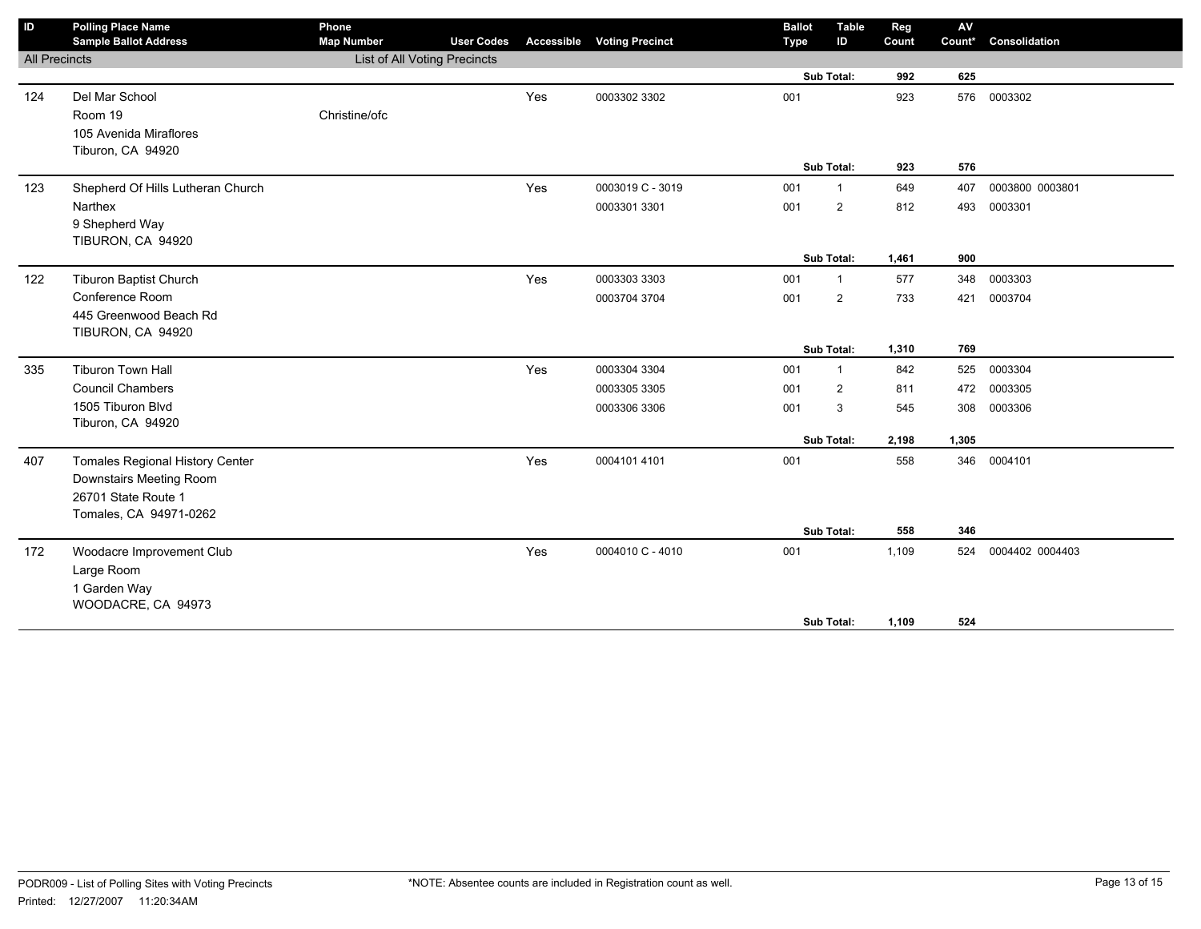| ID | Polling Place Name<br>Sample Ballot Address | Phone<br>Map Number | User Codes | Accessible | Voting Precinct | Ballot Type | Table ID | Reg Count | AV Count* | Consolidation |
|---|---|---|---|---|---|---|---|---|---|---|
| All Precincts | | List of All Voting Precincts | | | | | | | | |
| | | | | | | | **Sub Total:** | **992** | **625** | |
| 124 | Del Mar School<br>Room 19<br>105 Avenida Miraflores<br>Tiburon, CA 94920 | Christine/ofc | | Yes | 0003302 3302 | 001 | | 923 | 576 | 0003302 |
| | | | | | | | **Sub Total:** | **923** | **576** | |
| 123 | Shepherd Of Hills Lutheran Church<br>Narthex<br>9 Shepherd Way<br>TIBURON, CA 94920 | | | Yes | 0003019 C - 3019 | 001 | 1 | 649 | 407 | 0003800 0003801 |
| | | | | | 0003301 3301 | 001 | 2 | 812 | 493 | 0003301 |
| | | | | | | | **Sub Total:** | **1,461** | **900** | |
| 122 | Tiburon Baptist Church<br>Conference Room<br>445 Greenwood Beach Rd<br>TIBURON, CA 94920 | | | Yes | 0003303 3303 | 001 | 1 | 577 | 348 | 0003303 |
| | | | | | 0003704 3704 | 001 | 2 | 733 | 421 | 0003704 |
| | | | | | | | **Sub Total:** | **1,310** | **769** | |
| 335 | Tiburon Town Hall<br>Council Chambers<br>1505 Tiburon Blvd<br>Tiburon, CA 94920 | | | Yes | 0003304 3304 | 001 | 1 | 842 | 525 | 0003304 |
| | | | | | 0003305 3305 | 001 | 2 | 811 | 472 | 0003305 |
| | | | | | 0003306 3306 | 001 | 3 | 545 | 308 | 0003306 |
| | | | | | | | **Sub Total:** | **2,198** | **1,305** | |
| 407 | Tomales Regional History Center<br>Downstairs Meeting Room<br>26701 State Route 1<br>Tomales, CA 94971-0262 | | | Yes | 0004101 4101 | 001 | | 558 | 346 | 0004101 |
| | | | | | | | **Sub Total:** | **558** | **346** | |
| 172 | Woodacre Improvement Club<br>Large Room<br>1 Garden Way<br>WOODACRE, CA 94973 | | | Yes | 0004010 C - 4010 | 001 | | 1,109 | 524 | 0004402 0004403 |
| | | | | | | | **Sub Total:** | **1,109** | **524** | |

PODR009 - List of Polling Sites with Voting Precincts
Printed: 12/27/2007 11:20:34AM

*NOTE: Absentee counts are included in Registration count as well.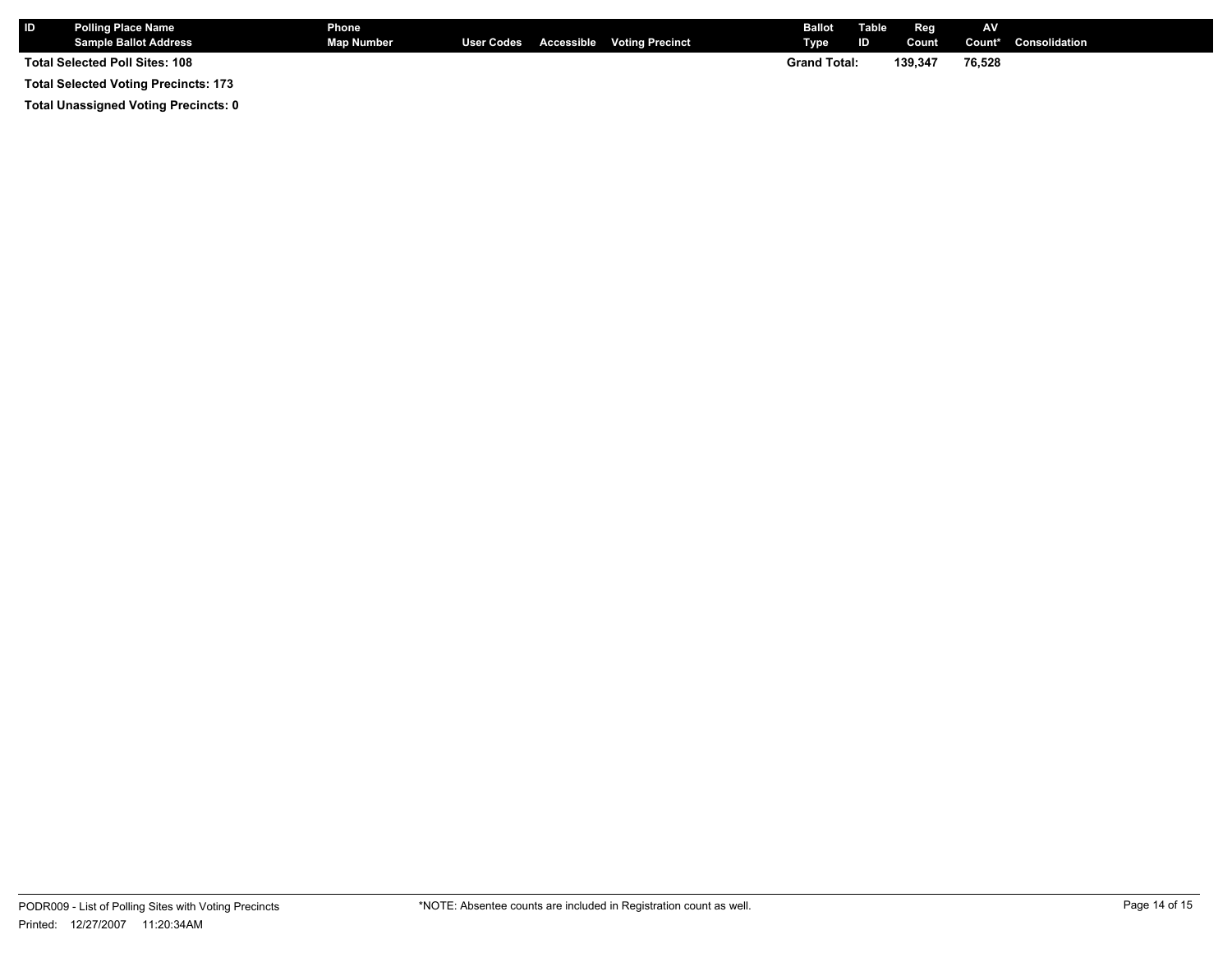| ID | Polling Place Name<br>Sample Ballot Address | Phone<br>Map Number | User Codes | Accessible | Voting Precinct | Ballot Type | Table ID | Reg Count | AV Count* | Consolidation |
|---|---|---|---|---|---|---|---|---|---|---|
| **Total Selected Poll Sites: 108** | | | | | | **Grand Total:** | | **139,347** | **76,528** | |

**Total Selected Voting Precincts: 173**

**Total Unassigned Voting Precincts: 0**

PODR009 - List of Polling Sites with Voting Precincts

Printed: 12/27/2007 11:20:34AM

*NOTE: Absentee counts are included in Registration count as well.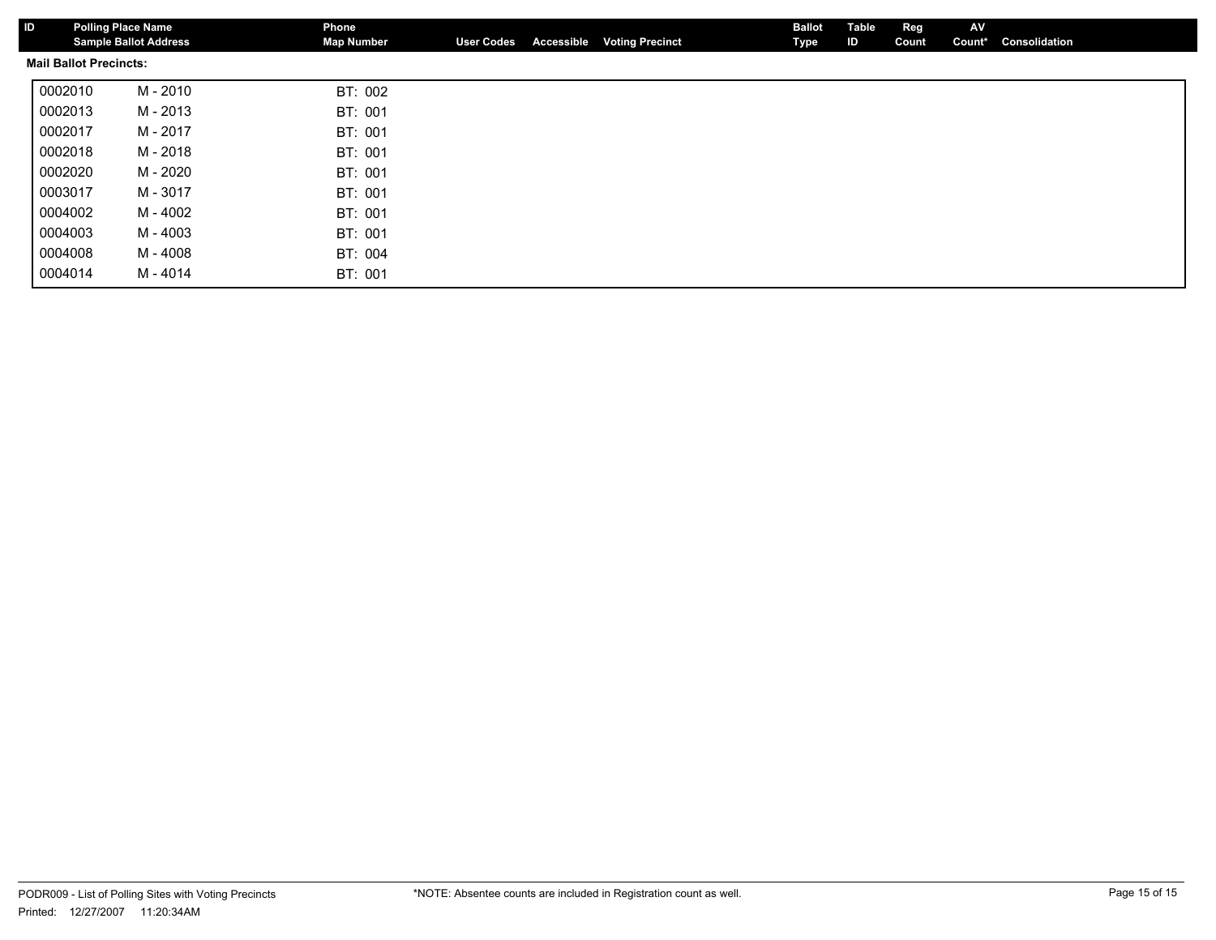| ID | Polling Place Name / Sample Ballot Address | Phone / Map Number | User Codes | Accessible | Voting Precinct | Ballot Type | Table ID | Reg Count | AV Count* | Consolidation |
|---|---|---|---|---|---|---|---|---|---|---|

**Mail Ballot Precincts:**

| | | |
|---|---|---|
| 0002010 | M - 2010 | BT: 002 |
| 0002013 | M - 2013 | BT: 001 |
| 0002017 | M - 2017 | BT: 001 |
| 0002018 | M - 2018 | BT: 001 |
| 0002020 | M - 2020 | BT: 001 |
| 0003017 | M - 3017 | BT: 001 |
| 0004002 | M - 4002 | BT: 001 |
| 0004003 | M - 4003 | BT: 001 |
| 0004008 | M - 4008 | BT: 004 |
| 0004014 | M - 4014 | BT: 001 |

PODR009 - List of Polling Sites with Voting Precincts

Printed: 12/27/2007 11:20:34AM

*NOTE: Absentee counts are included in Registration count as well.